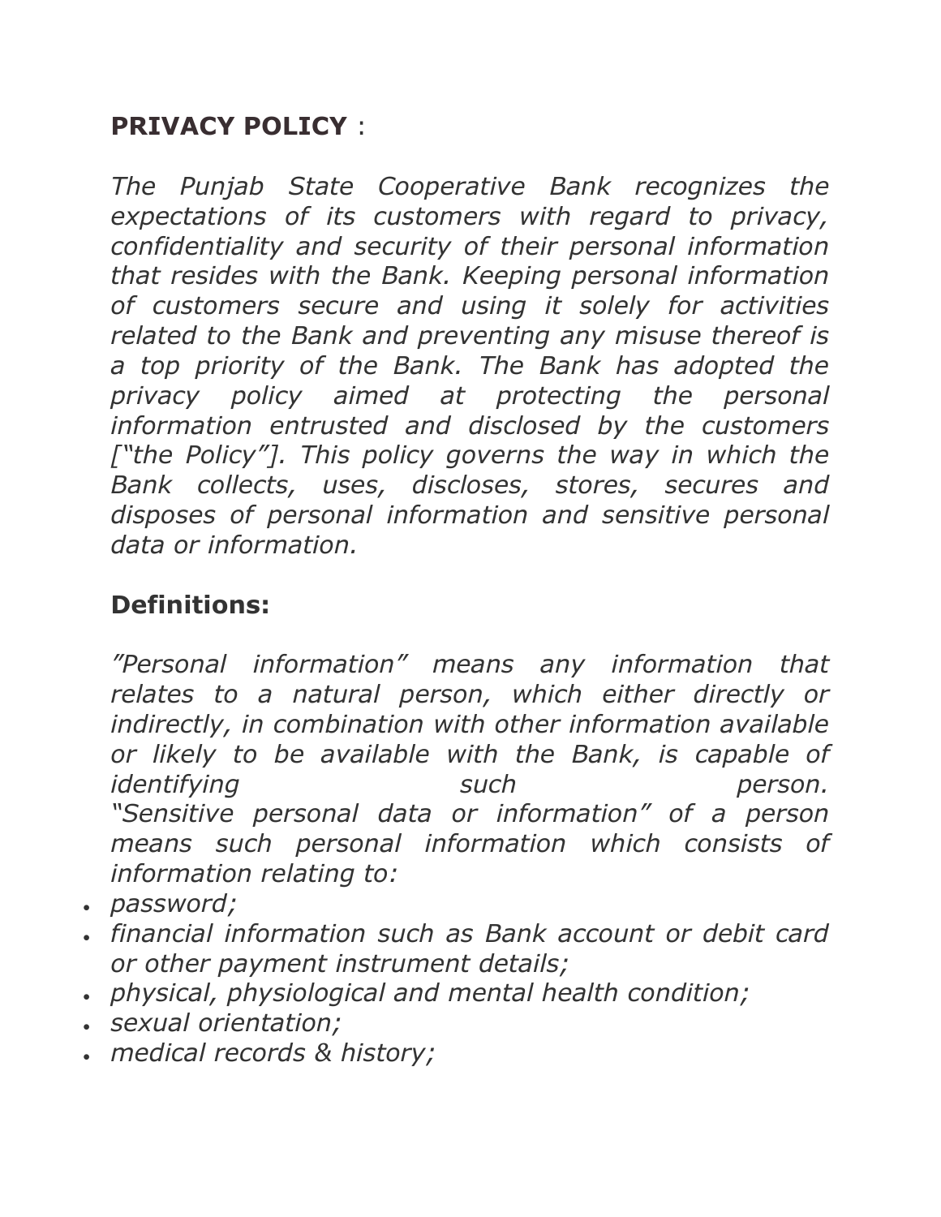**PRIVACY POLICY** :

*The Punjab State Cooperative Bank recognizes the expectations of its customers with regard to privacy, confidentiality and security of their personal information that resides with the Bank. Keeping personal information of customers secure and using it solely for activities related to the Bank and preventing any misuse thereof is a top priority of the Bank. The Bank has adopted the privacy policy aimed at protecting the personal information entrusted and disclosed by the customers ["the Policy"]. This policy governs the way in which the Bank collects, uses, discloses, stores, secures and disposes of personal information and sensitive personal data or information.*

## Definitions:

*"Personal information" means any information that relates to a natural person, which either directly or indirectly, in combination with other information available or likely to be available with the Bank, is capable of identifying such person.*
*"Sensitive personal data or information" of a person means such personal information which consists of information relating to:*

- *password;*
- *financial information such as Bank account or debit card or other payment instrument details;*
- *physical, physiological and mental health condition;*
- *sexual orientation;*
- *medical records & history;*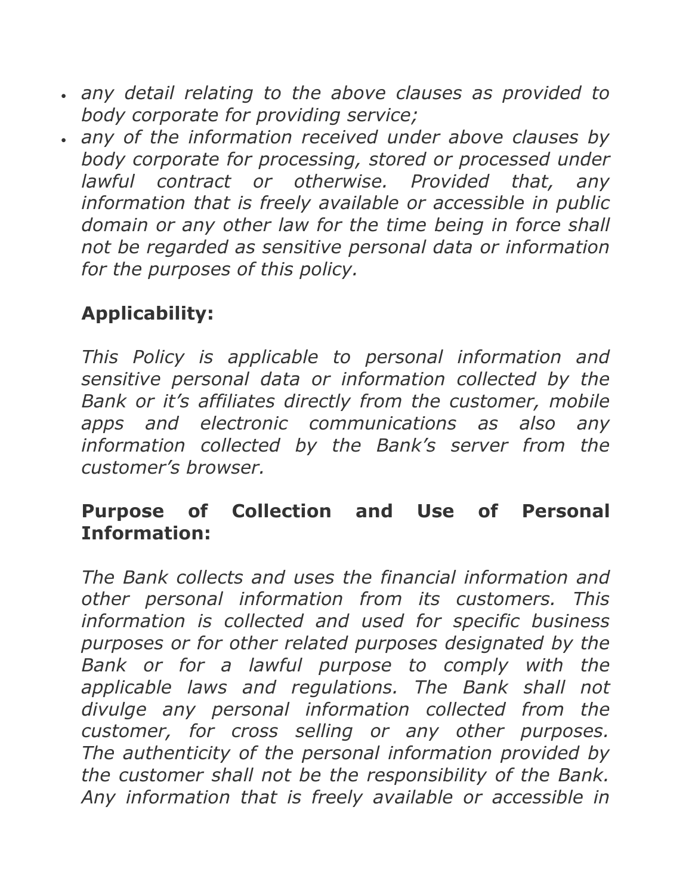- *any detail relating to the above clauses as provided to body corporate for providing service;*
- *any of the information received under above clauses by body corporate for processing, stored or processed under lawful contract or otherwise. Provided that, any information that is freely available or accessible in public domain or any other law for the time being in force shall not be regarded as sensitive personal data or information for the purposes of this policy.*

**Applicability:**

*This Policy is applicable to personal information and sensitive personal data or information collected by the Bank or it's affiliates directly from the customer, mobile apps and electronic communications as also any information collected by the Bank's server from the customer's browser.*

**Purpose of Collection and Use of Personal Information:**

*The Bank collects and uses the financial information and other personal information from its customers. This information is collected and used for specific business purposes or for other related purposes designated by the Bank or for a lawful purpose to comply with the applicable laws and regulations. The Bank shall not divulge any personal information collected from the customer, for cross selling or any other purposes. The authenticity of the personal information provided by the customer shall not be the responsibility of the Bank. Any information that is freely available or accessible in*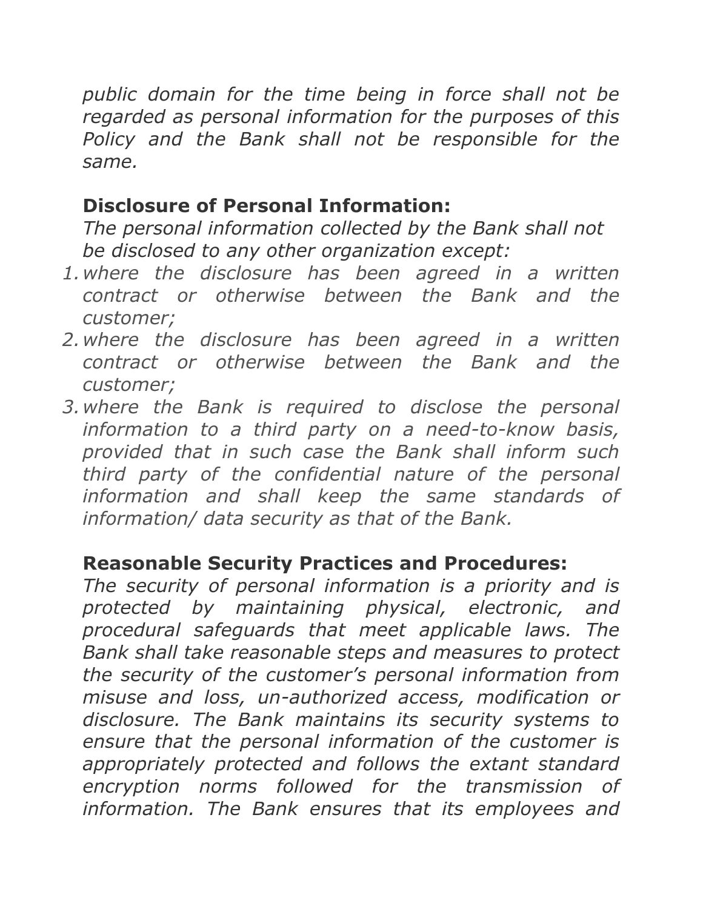*public domain for the time being in force shall not be regarded as personal information for the purposes of this Policy and the Bank shall not be responsible for the same.*

**Disclosure of Personal Information:**

*The personal information collected by the Bank shall not be disclosed to any other organization except:*

1. *where the disclosure has been agreed in a written contract or otherwise between the Bank and the customer;*
2. *where the disclosure has been agreed in a written contract or otherwise between the Bank and the customer;*
3. *where the Bank is required to disclose the personal information to a third party on a need-to-know basis, provided that in such case the Bank shall inform such third party of the confidential nature of the personal information and shall keep the same standards of information/ data security as that of the Bank.*

**Reasonable Security Practices and Procedures:**

*The security of personal information is a priority and is protected by maintaining physical, electronic, and procedural safeguards that meet applicable laws. The Bank shall take reasonable steps and measures to protect the security of the customer's personal information from misuse and loss, un-authorized access, modification or disclosure. The Bank maintains its security systems to ensure that the personal information of the customer is appropriately protected and follows the extant standard encryption norms followed for the transmission of information. The Bank ensures that its employees and*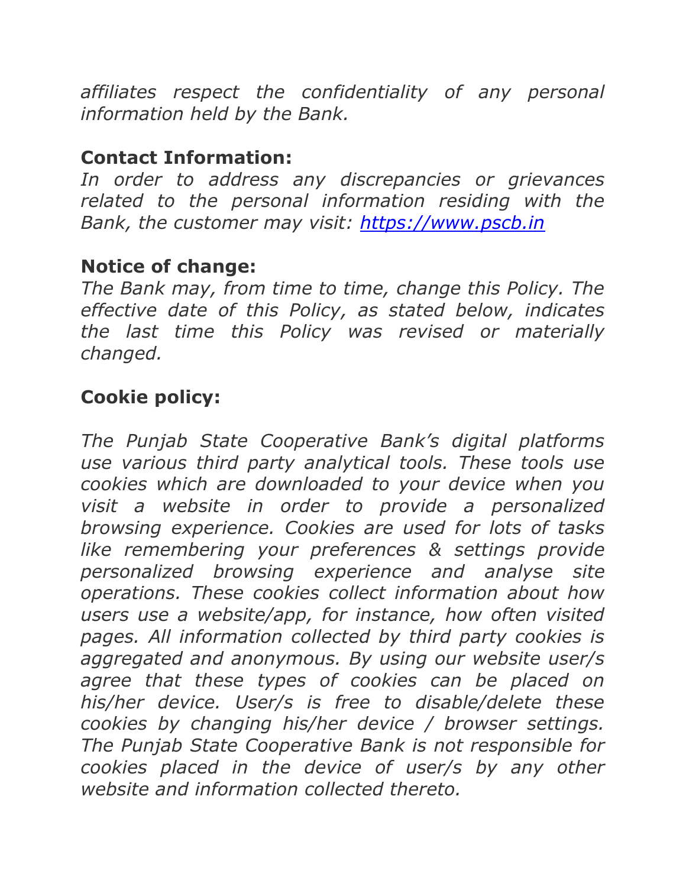*affiliates respect the confidentiality of any personal information held by the Bank.*

**Contact Information:**

*In order to address any discrepancies or grievances related to the personal information residing with the Bank, the customer may visit: [https://www.pscb.in](https://www.pscb.in)*

**Notice of change:**

*The Bank may, from time to time, change this Policy. The effective date of this Policy, as stated below, indicates the last time this Policy was revised or materially changed.*

**Cookie policy:**

*The Punjab State Cooperative Bank's digital platforms use various third party analytical tools. These tools use cookies which are downloaded to your device when you visit a website in order to provide a personalized browsing experience. Cookies are used for lots of tasks like remembering your preferences & settings provide personalized browsing experience and analyse site operations. These cookies collect information about how users use a website/app, for instance, how often visited pages. All information collected by third party cookies is aggregated and anonymous. By using our website user/s agree that these types of cookies can be placed on his/her device. User/s is free to disable/delete these cookies by changing his/her device / browser settings. The Punjab State Cooperative Bank is not responsible for cookies placed in the device of user/s by any other website and information collected thereto.*